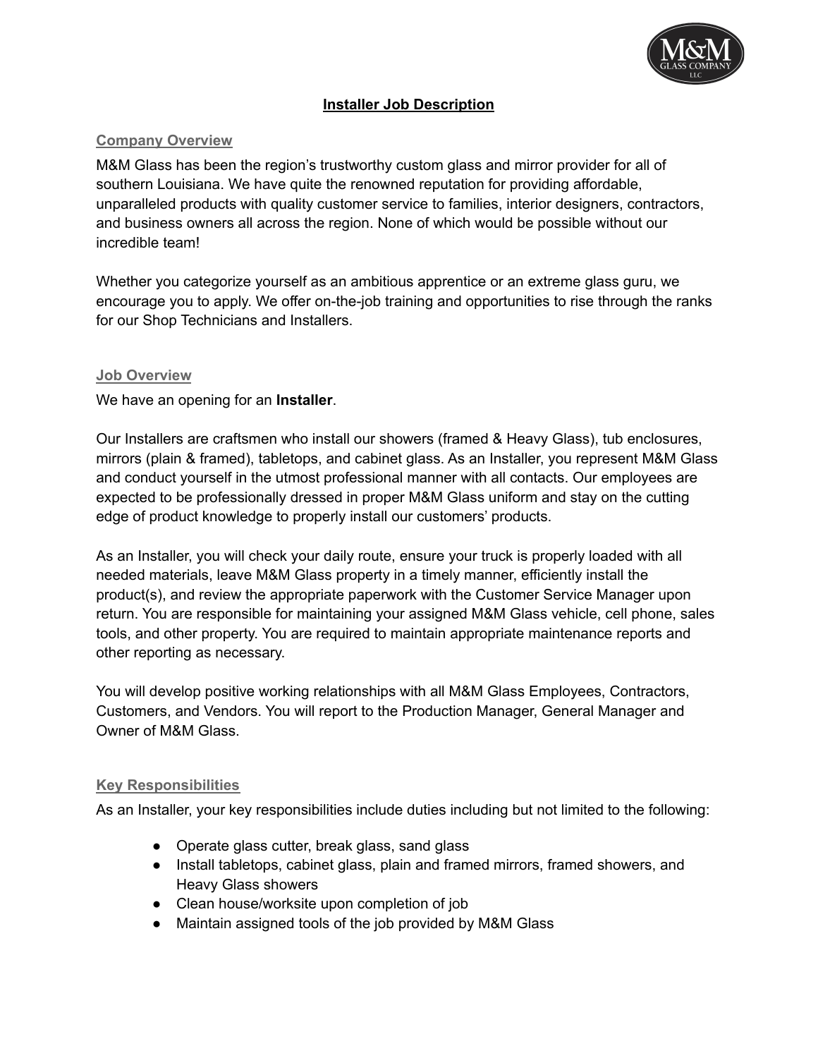# Installer Job Description

## Company Overview

M&M Glass has been the region's trustworthy custom glass and mirror provider for all of southern Louisiana. We have quite the renowned reputation for providing affordable, unparalleled products with quality customer service to families, interior designers, contractors, and business owners all across the region. None of which would be possible without our incredible team!

Whether you categorize yourself as an ambitious apprentice or an extreme glass guru, we encourage you to apply. We offer on-the-job training and opportunities to rise through the ranks for our Shop Technicians and Installers.

## Job Overview

We have an opening for an **Installer**.

Our Installers are craftsmen who install our showers (framed & Heavy Glass), tub enclosures, mirrors (plain & framed), tabletops, and cabinet glass. As an Installer, you represent M&M Glass and conduct yourself in the utmost professional manner with all contacts. Our employees are expected to be professionally dressed in proper M&M Glass uniform and stay on the cutting edge of product knowledge to properly install our customers' products.

As an Installer, you will check your daily route, ensure your truck is properly loaded with all needed materials, leave M&M Glass property in a timely manner, efficiently install the product(s), and review the appropriate paperwork with the Customer Service Manager upon return. You are responsible for maintaining your assigned M&M Glass vehicle, cell phone, sales tools, and other property. You are required to maintain appropriate maintenance reports and other reporting as necessary.

You will develop positive working relationships with all M&M Glass Employees, Contractors, Customers, and Vendors. You will report to the Production Manager, General Manager and Owner of M&M Glass.

## Key Responsibilities

As an Installer, your key responsibilities include duties including but not limited to the following:

- Operate glass cutter, break glass, sand glass
- Install tabletops, cabinet glass, plain and framed mirrors, framed showers, and Heavy Glass showers
- Clean house/worksite upon completion of job
- Maintain assigned tools of the job provided by M&M Glass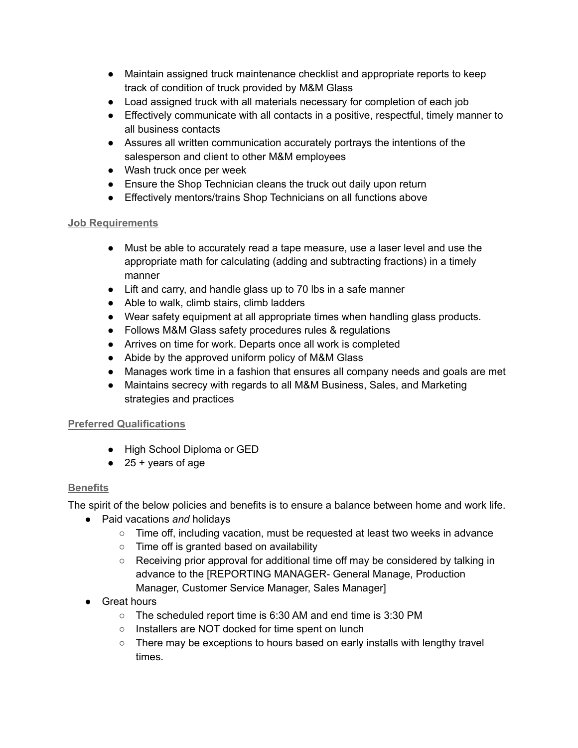- Maintain assigned truck maintenance checklist and appropriate reports to keep track of condition of truck provided by M&M Glass
- Load assigned truck with all materials necessary for completion of each job
- Effectively communicate with all contacts in a positive, respectful, timely manner to all business contacts
- Assures all written communication accurately portrays the intentions of the salesperson and client to other M&M employees
- Wash truck once per week
- Ensure the Shop Technician cleans the truck out daily upon return
- Effectively mentors/trains Shop Technicians on all functions above

## Job Requirements

- Must be able to accurately read a tape measure, use a laser level and use the appropriate math for calculating (adding and subtracting fractions) in a timely manner
- Lift and carry, and handle glass up to 70 lbs in a safe manner
- Able to walk, climb stairs, climb ladders
- Wear safety equipment at all appropriate times when handling glass products.
- Follows M&M Glass safety procedures rules & regulations
- Arrives on time for work. Departs once all work is completed
- Abide by the approved uniform policy of M&M Glass
- Manages work time in a fashion that ensures all company needs and goals are met
- Maintains secrecy with regards to all M&M Business, Sales, and Marketing strategies and practices

## Preferred Qualifications

- High School Diploma or GED
- 25 + years of age

## Benefits

The spirit of the below policies and benefits is to ensure a balance between home and work life.

- Paid vacations *and* holidays
  - Time off, including vacation, must be requested at least two weeks in advance
  - Time off is granted based on availability
  - Receiving prior approval for additional time off may be considered by talking in advance to the [REPORTING MANAGER- General Manage, Production Manager, Customer Service Manager, Sales Manager]
- Great hours
  - The scheduled report time is 6:30 AM and end time is 3:30 PM
  - Installers are NOT docked for time spent on lunch
  - There may be exceptions to hours based on early installs with lengthy travel times.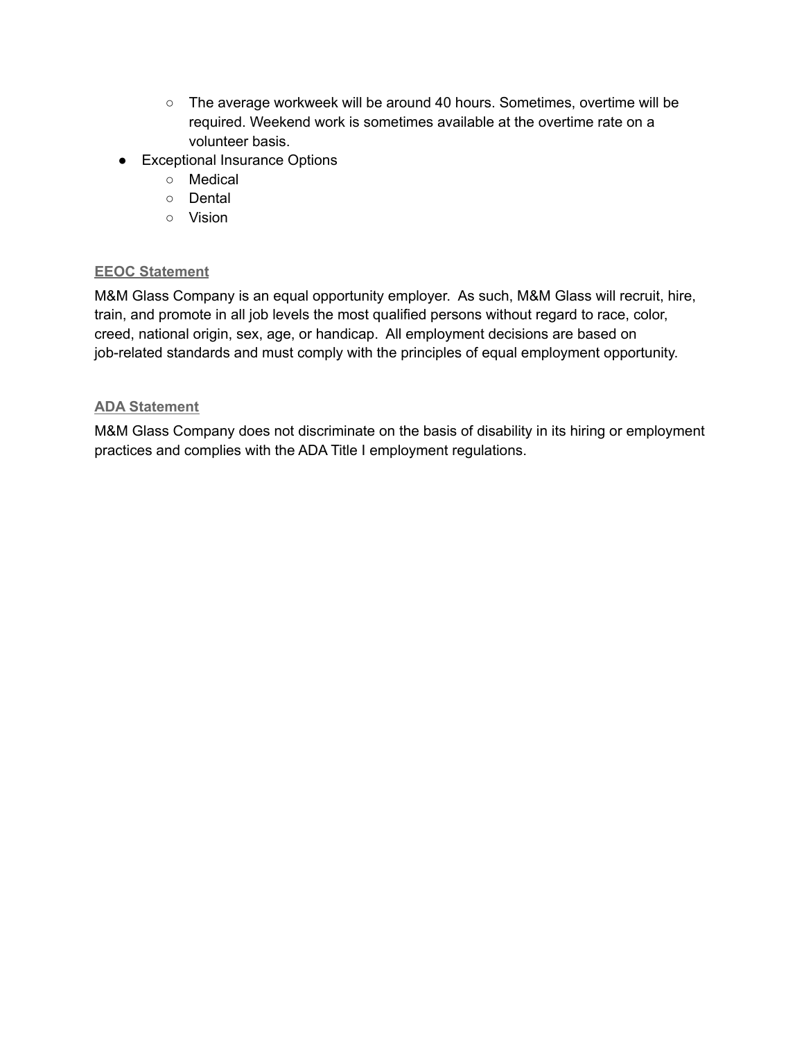- The average workweek will be around 40 hours. Sometimes, overtime will be required. Weekend work is sometimes available at the overtime rate on a volunteer basis.
- Exceptional Insurance Options
    - Medical
    - Dental
    - Vision

**EEOC Statement**

M&M Glass Company is an equal opportunity employer. As such, M&M Glass will recruit, hire, train, and promote in all job levels the most qualified persons without regard to race, color, creed, national origin, sex, age, or handicap. All employment decisions are based on job-related standards and must comply with the principles of equal employment opportunity.

**ADA Statement**

M&M Glass Company does not discriminate on the basis of disability in its hiring or employment practices and complies with the ADA Title I employment regulations.